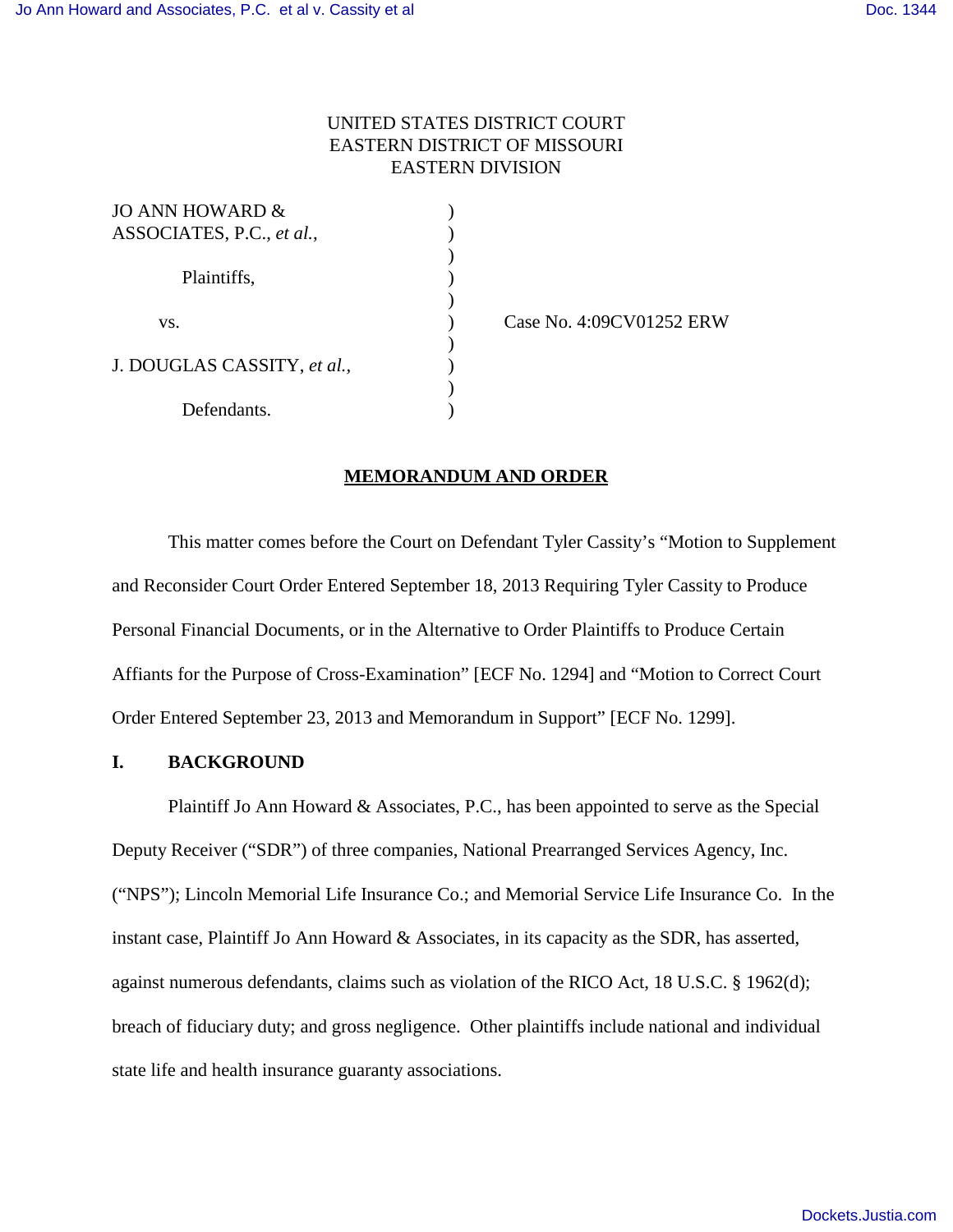UNITED STATES DISTRICT COURT
EASTERN DISTRICT OF MISSOURI
EASTERN DIVISION

| | | |
|---|---|---|
| JO ANN HOWARD & ASSOCIATES, P.C., *et al.*, | ) | |
| Plaintiffs, | ) | |
| vs. | ) | Case No. 4:09CV01252 ERW |
| J. DOUGLAS CASSITY, *et al.*, | ) | |
| Defendants. | ) | |

**MEMORANDUM AND ORDER**

This matter comes before the Court on Defendant Tyler Cassity's "Motion to Supplement and Reconsider Court Order Entered September 18, 2013 Requiring Tyler Cassity to Produce Personal Financial Documents, or in the Alternative to Order Plaintiffs to Produce Certain Affiants for the Purpose of Cross-Examination" [ECF No. 1294] and "Motion to Correct Court Order Entered September 23, 2013 and Memorandum in Support" [ECF No. 1299].

## I. BACKGROUND

Plaintiff Jo Ann Howard & Associates, P.C., has been appointed to serve as the Special Deputy Receiver ("SDR") of three companies, National Prearranged Services Agency, Inc. ("NPS"); Lincoln Memorial Life Insurance Co.; and Memorial Service Life Insurance Co. In the instant case, Plaintiff Jo Ann Howard & Associates, in its capacity as the SDR, has asserted, against numerous defendants, claims such as violation of the RICO Act, 18 U.S.C. § 1962(d); breach of fiduciary duty; and gross negligence. Other plaintiffs include national and individual state life and health insurance guaranty associations.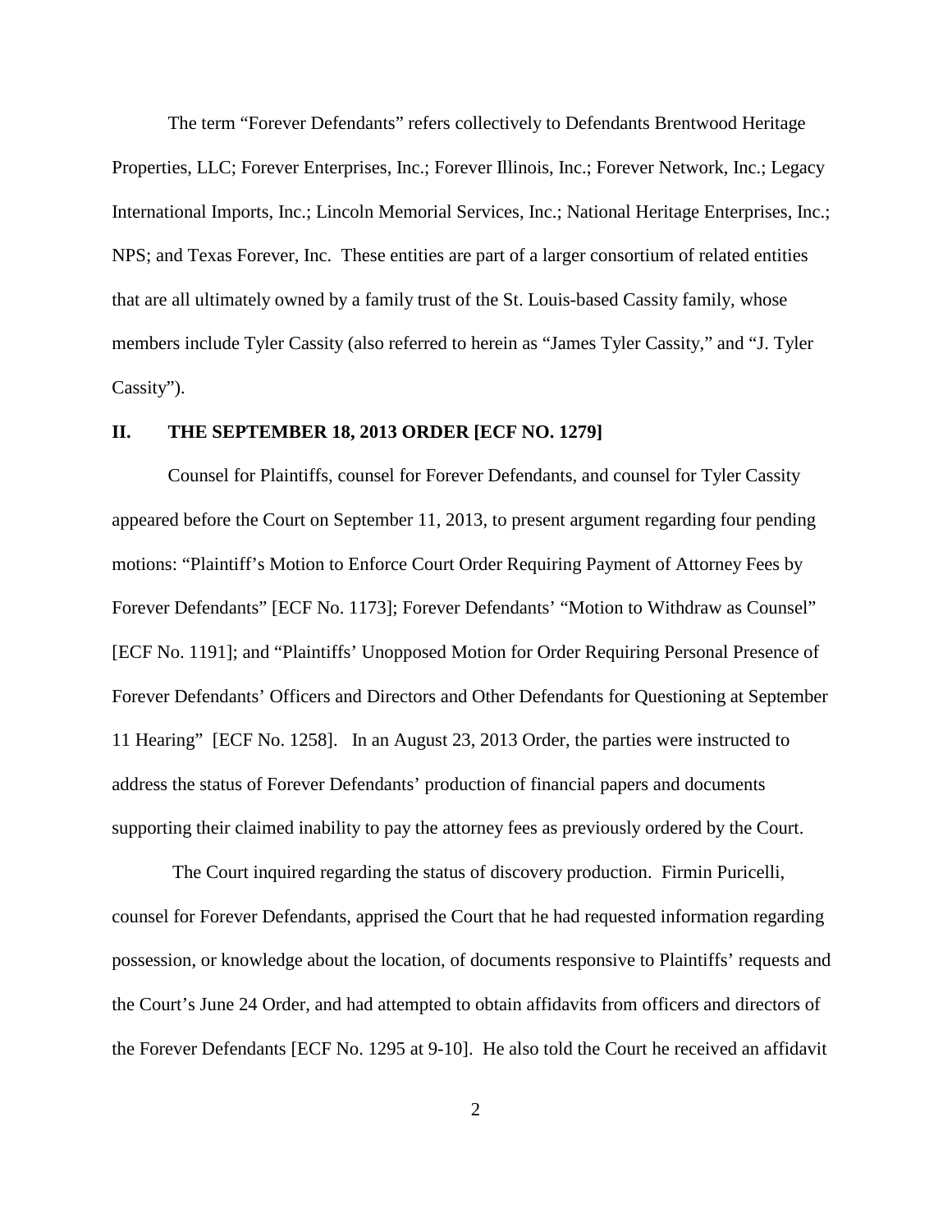The term "Forever Defendants" refers collectively to Defendants Brentwood Heritage Properties, LLC; Forever Enterprises, Inc.; Forever Illinois, Inc.; Forever Network, Inc.; Legacy International Imports, Inc.; Lincoln Memorial Services, Inc.; National Heritage Enterprises, Inc.; NPS; and Texas Forever, Inc. These entities are part of a larger consortium of related entities that are all ultimately owned by a family trust of the St. Louis-based Cassity family, whose members include Tyler Cassity (also referred to herein as "James Tyler Cassity," and "J. Tyler Cassity").

## II. THE SEPTEMBER 18, 2013 ORDER [ECF NO. 1279]

Counsel for Plaintiffs, counsel for Forever Defendants, and counsel for Tyler Cassity appeared before the Court on September 11, 2013, to present argument regarding four pending motions: "Plaintiff's Motion to Enforce Court Order Requiring Payment of Attorney Fees by Forever Defendants" [ECF No. 1173]; Forever Defendants' "Motion to Withdraw as Counsel" [ECF No. 1191]; and "Plaintiffs' Unopposed Motion for Order Requiring Personal Presence of Forever Defendants' Officers and Directors and Other Defendants for Questioning at September 11 Hearing" [ECF No. 1258]. In an August 23, 2013 Order, the parties were instructed to address the status of Forever Defendants' production of financial papers and documents supporting their claimed inability to pay the attorney fees as previously ordered by the Court.

The Court inquired regarding the status of discovery production. Firmin Puricelli, counsel for Forever Defendants, apprised the Court that he had requested information regarding possession, or knowledge about the location, of documents responsive to Plaintiffs' requests and the Court's June 24 Order, and had attempted to obtain affidavits from officers and directors of the Forever Defendants [ECF No. 1295 at 9-10]. He also told the Court he received an affidavit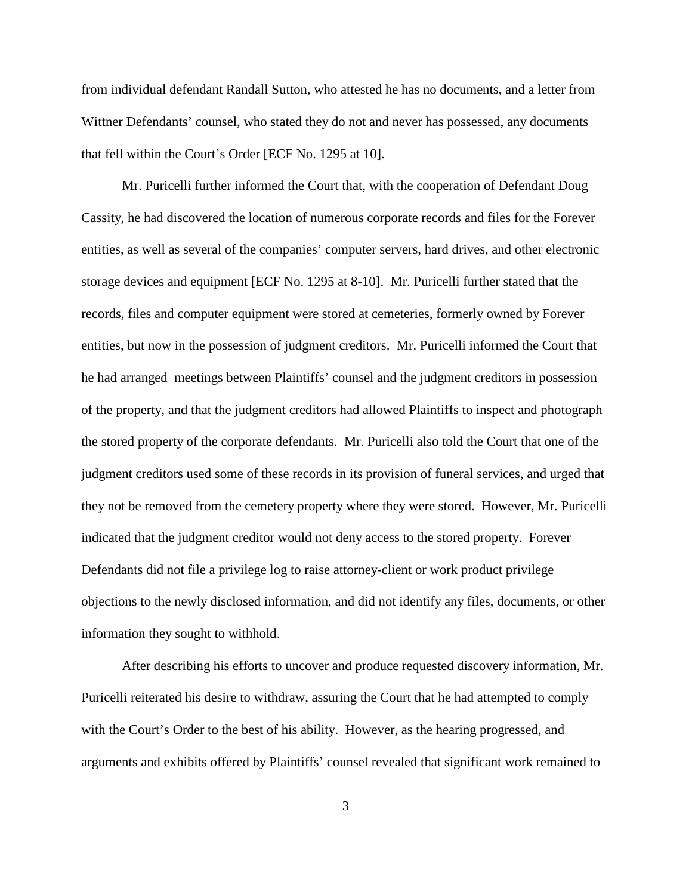from individual defendant Randall Sutton, who attested he has no documents, and a letter from Wittner Defendants' counsel, who stated they do not and never has possessed, any documents that fell within the Court's Order [ECF No. 1295 at 10].

Mr. Puricelli further informed the Court that, with the cooperation of Defendant Doug Cassity, he had discovered the location of numerous corporate records and files for the Forever entities, as well as several of the companies' computer servers, hard drives, and other electronic storage devices and equipment [ECF No. 1295 at 8-10]. Mr. Puricelli further stated that the records, files and computer equipment were stored at cemeteries, formerly owned by Forever entities, but now in the possession of judgment creditors. Mr. Puricelli informed the Court that he had arranged meetings between Plaintiffs' counsel and the judgment creditors in possession of the property, and that the judgment creditors had allowed Plaintiffs to inspect and photograph the stored property of the corporate defendants. Mr. Puricelli also told the Court that one of the judgment creditors used some of these records in its provision of funeral services, and urged that they not be removed from the cemetery property where they were stored. However, Mr. Puricelli indicated that the judgment creditor would not deny access to the stored property. Forever Defendants did not file a privilege log to raise attorney-client or work product privilege objections to the newly disclosed information, and did not identify any files, documents, or other information they sought to withhold.

After describing his efforts to uncover and produce requested discovery information, Mr. Puricelli reiterated his desire to withdraw, assuring the Court that he had attempted to comply with the Court's Order to the best of his ability. However, as the hearing progressed, and arguments and exhibits offered by Plaintiffs' counsel revealed that significant work remained to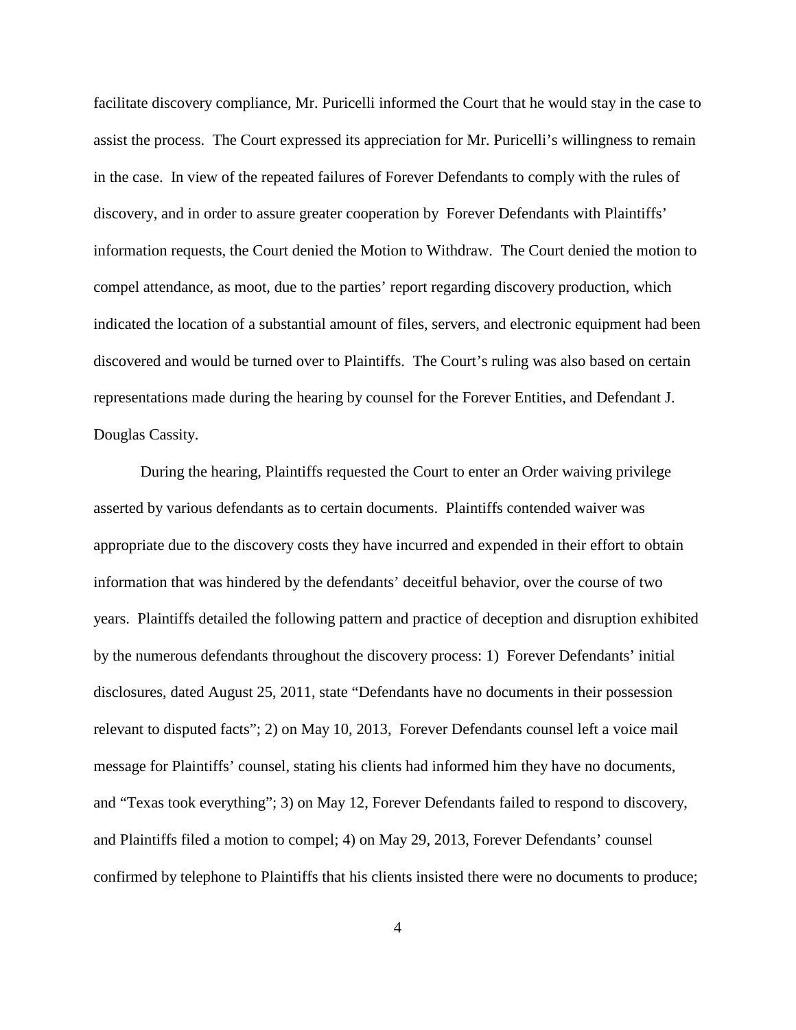facilitate discovery compliance, Mr. Puricelli informed the Court that he would stay in the case to assist the process. The Court expressed its appreciation for Mr. Puricelli's willingness to remain in the case. In view of the repeated failures of Forever Defendants to comply with the rules of discovery, and in order to assure greater cooperation by Forever Defendants with Plaintiffs' information requests, the Court denied the Motion to Withdraw. The Court denied the motion to compel attendance, as moot, due to the parties' report regarding discovery production, which indicated the location of a substantial amount of files, servers, and electronic equipment had been discovered and would be turned over to Plaintiffs. The Court's ruling was also based on certain representations made during the hearing by counsel for the Forever Entities, and Defendant J. Douglas Cassity.

During the hearing, Plaintiffs requested the Court to enter an Order waiving privilege asserted by various defendants as to certain documents. Plaintiffs contended waiver was appropriate due to the discovery costs they have incurred and expended in their effort to obtain information that was hindered by the defendants' deceitful behavior, over the course of two years. Plaintiffs detailed the following pattern and practice of deception and disruption exhibited by the numerous defendants throughout the discovery process: 1) Forever Defendants' initial disclosures, dated August 25, 2011, state "Defendants have no documents in their possession relevant to disputed facts"; 2) on May 10, 2013, Forever Defendants counsel left a voice mail message for Plaintiffs' counsel, stating his clients had informed him they have no documents, and "Texas took everything"; 3) on May 12, Forever Defendants failed to respond to discovery, and Plaintiffs filed a motion to compel; 4) on May 29, 2013, Forever Defendants' counsel confirmed by telephone to Plaintiffs that his clients insisted there were no documents to produce;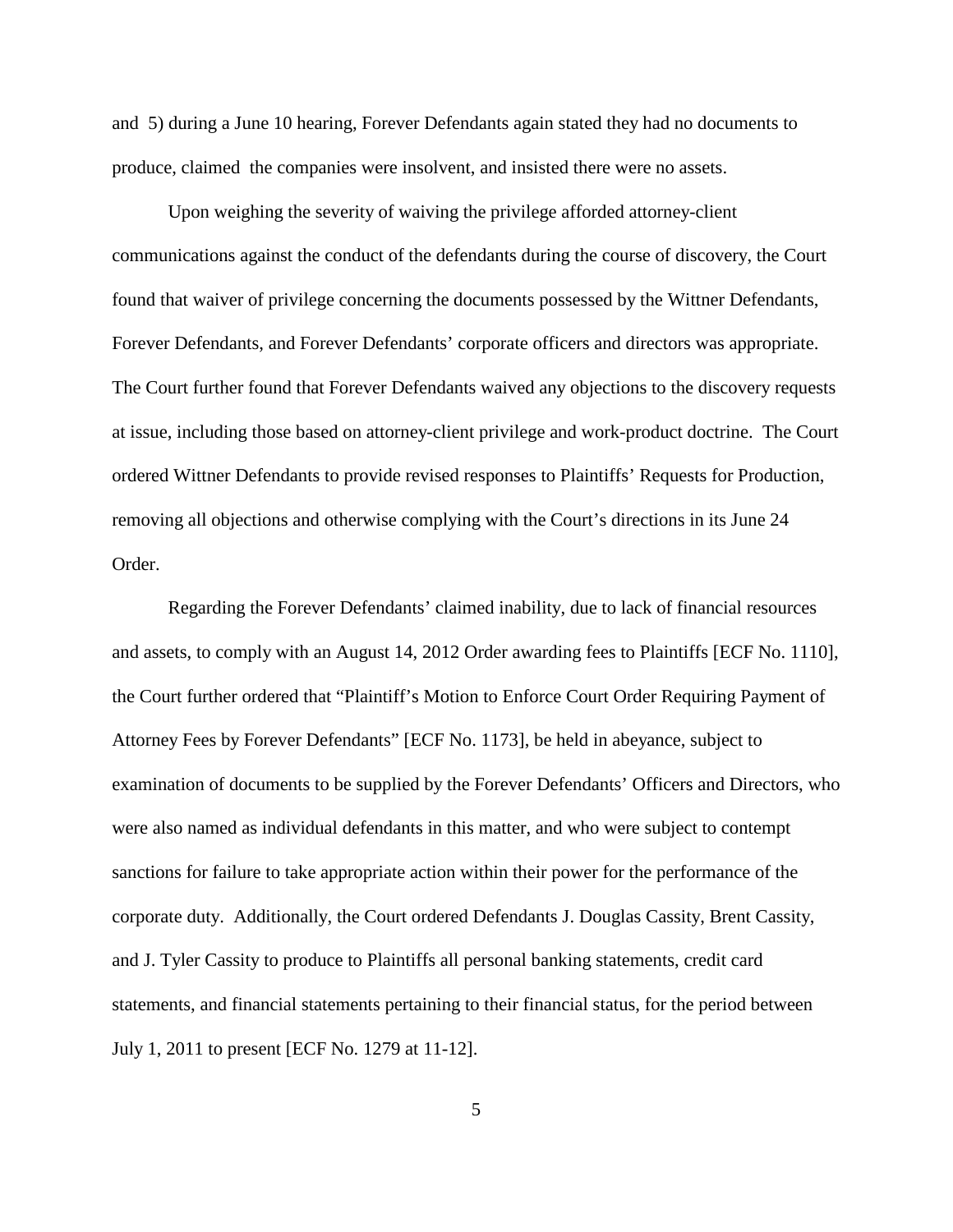and 5) during a June 10 hearing, Forever Defendants again stated they had no documents to produce, claimed the companies were insolvent, and insisted there were no assets.

Upon weighing the severity of waiving the privilege afforded attorney-client communications against the conduct of the defendants during the course of discovery, the Court found that waiver of privilege concerning the documents possessed by the Wittner Defendants, Forever Defendants, and Forever Defendants' corporate officers and directors was appropriate. The Court further found that Forever Defendants waived any objections to the discovery requests at issue, including those based on attorney-client privilege and work-product doctrine. The Court ordered Wittner Defendants to provide revised responses to Plaintiffs' Requests for Production, removing all objections and otherwise complying with the Court's directions in its June 24 Order.

Regarding the Forever Defendants' claimed inability, due to lack of financial resources and assets, to comply with an August 14, 2012 Order awarding fees to Plaintiffs [ECF No. 1110], the Court further ordered that "Plaintiff's Motion to Enforce Court Order Requiring Payment of Attorney Fees by Forever Defendants" [ECF No. 1173], be held in abeyance, subject to examination of documents to be supplied by the Forever Defendants' Officers and Directors, who were also named as individual defendants in this matter, and who were subject to contempt sanctions for failure to take appropriate action within their power for the performance of the corporate duty. Additionally, the Court ordered Defendants J. Douglas Cassity, Brent Cassity, and J. Tyler Cassity to produce to Plaintiffs all personal banking statements, credit card statements, and financial statements pertaining to their financial status, for the period between July 1, 2011 to present [ECF No. 1279 at 11-12].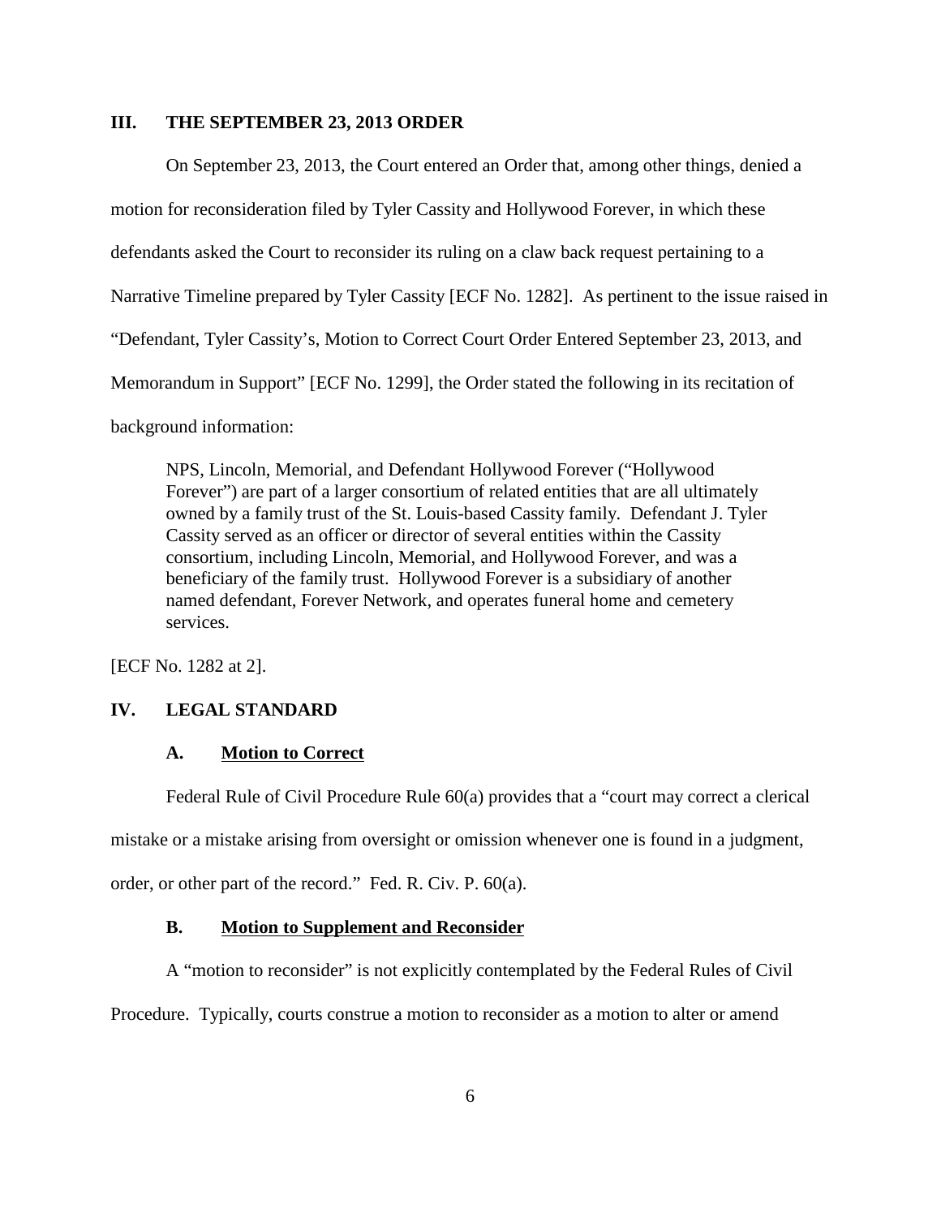## III. THE SEPTEMBER 23, 2013 ORDER

On September 23, 2013, the Court entered an Order that, among other things, denied a motion for reconsideration filed by Tyler Cassity and Hollywood Forever, in which these defendants asked the Court to reconsider its ruling on a claw back request pertaining to a Narrative Timeline prepared by Tyler Cassity [ECF No. 1282]. As pertinent to the issue raised in "Defendant, Tyler Cassity's, Motion to Correct Court Order Entered September 23, 2013, and Memorandum in Support" [ECF No. 1299], the Order stated the following in its recitation of background information:

> NPS, Lincoln, Memorial, and Defendant Hollywood Forever ("Hollywood Forever") are part of a larger consortium of related entities that are all ultimately owned by a family trust of the St. Louis-based Cassity family. Defendant J. Tyler Cassity served as an officer or director of several entities within the Cassity consortium, including Lincoln, Memorial, and Hollywood Forever, and was a beneficiary of the family trust. Hollywood Forever is a subsidiary of another named defendant, Forever Network, and operates funeral home and cemetery services.

[ECF No. 1282 at 2].

## IV. LEGAL STANDARD

### A. Motion to Correct

Federal Rule of Civil Procedure Rule 60(a) provides that a "court may correct a clerical mistake or a mistake arising from oversight or omission whenever one is found in a judgment, order, or other part of the record." Fed. R. Civ. P. 60(a).

### B. Motion to Supplement and Reconsider

A "motion to reconsider" is not explicitly contemplated by the Federal Rules of Civil Procedure. Typically, courts construe a motion to reconsider as a motion to alter or amend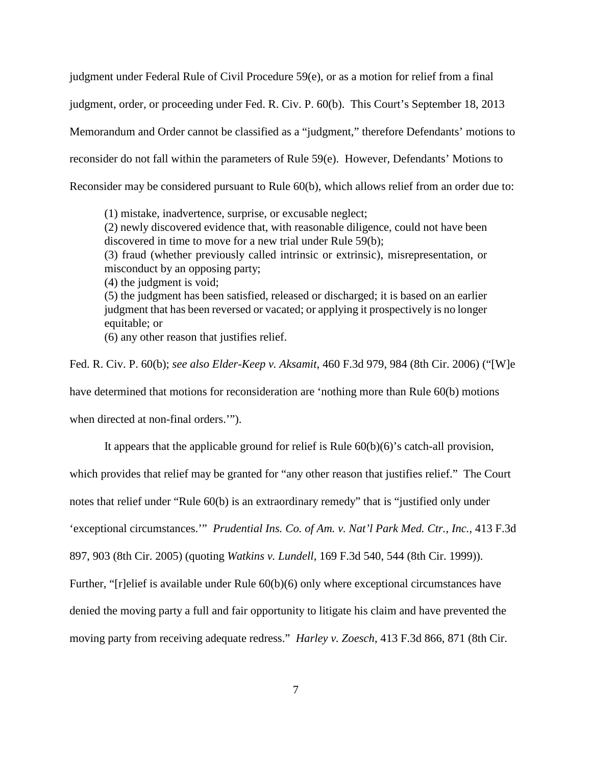judgment under Federal Rule of Civil Procedure 59(e), or as a motion for relief from a final judgment, order, or proceeding under Fed. R. Civ. P. 60(b). This Court's September 18, 2013 Memorandum and Order cannot be classified as a "judgment," therefore Defendants' motions to reconsider do not fall within the parameters of Rule 59(e). However, Defendants' Motions to Reconsider may be considered pursuant to Rule 60(b), which allows relief from an order due to:

> (1) mistake, inadvertence, surprise, or excusable neglect;
> (2) newly discovered evidence that, with reasonable diligence, could not have been discovered in time to move for a new trial under Rule 59(b);
> (3) fraud (whether previously called intrinsic or extrinsic), misrepresentation, or misconduct by an opposing party;
> (4) the judgment is void;
> (5) the judgment has been satisfied, released or discharged; it is based on an earlier judgment that has been reversed or vacated; or applying it prospectively is no longer equitable; or
> (6) any other reason that justifies relief.

Fed. R. Civ. P. 60(b); *see also Elder-Keep v. Aksamit*, 460 F.3d 979, 984 (8th Cir. 2006) ("[W]e have determined that motions for reconsideration are 'nothing more than Rule 60(b) motions when directed at non-final orders.'").

It appears that the applicable ground for relief is Rule 60(b)(6)'s catch-all provision, which provides that relief may be granted for "any other reason that justifies relief." The Court notes that relief under "Rule 60(b) is an extraordinary remedy" that is "justified only under 'exceptional circumstances.'" *Prudential Ins. Co. of Am. v. Nat'l Park Med. Ctr., Inc.*, 413 F.3d 897, 903 (8th Cir. 2005) (quoting *Watkins v. Lundell*, 169 F.3d 540, 544 (8th Cir. 1999)). Further, "[r]elief is available under Rule 60(b)(6) only where exceptional circumstances have denied the moving party a full and fair opportunity to litigate his claim and have prevented the moving party from receiving adequate redress." *Harley v. Zoesch*, 413 F.3d 866, 871 (8th Cir.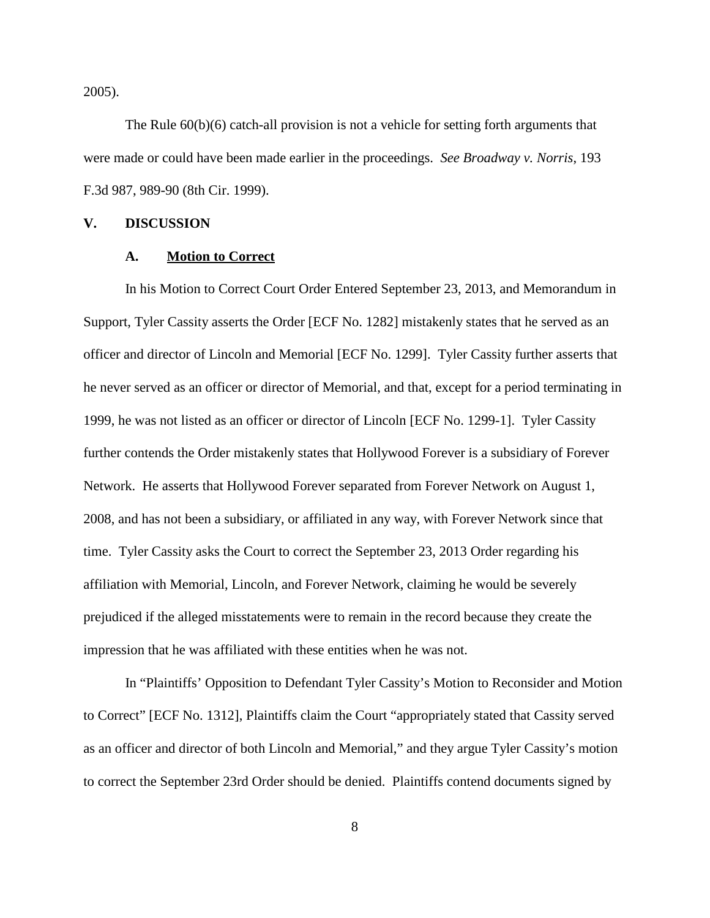2005).

The Rule 60(b)(6) catch-all provision is not a vehicle for setting forth arguments that were made or could have been made earlier in the proceedings. *See Broadway v. Norris*, 193 F.3d 987, 989-90 (8th Cir. 1999).

## V. DISCUSSION

### A. Motion to Correct

In his Motion to Correct Court Order Entered September 23, 2013, and Memorandum in Support, Tyler Cassity asserts the Order [ECF No. 1282] mistakenly states that he served as an officer and director of Lincoln and Memorial [ECF No. 1299]. Tyler Cassity further asserts that he never served as an officer or director of Memorial, and that, except for a period terminating in 1999, he was not listed as an officer or director of Lincoln [ECF No. 1299-1]. Tyler Cassity further contends the Order mistakenly states that Hollywood Forever is a subsidiary of Forever Network. He asserts that Hollywood Forever separated from Forever Network on August 1, 2008, and has not been a subsidiary, or affiliated in any way, with Forever Network since that time. Tyler Cassity asks the Court to correct the September 23, 2013 Order regarding his affiliation with Memorial, Lincoln, and Forever Network, claiming he would be severely prejudiced if the alleged misstatements were to remain in the record because they create the impression that he was affiliated with these entities when he was not.

In "Plaintiffs' Opposition to Defendant Tyler Cassity's Motion to Reconsider and Motion to Correct" [ECF No. 1312], Plaintiffs claim the Court "appropriately stated that Cassity served as an officer and director of both Lincoln and Memorial," and they argue Tyler Cassity's motion to correct the September 23rd Order should be denied. Plaintiffs contend documents signed by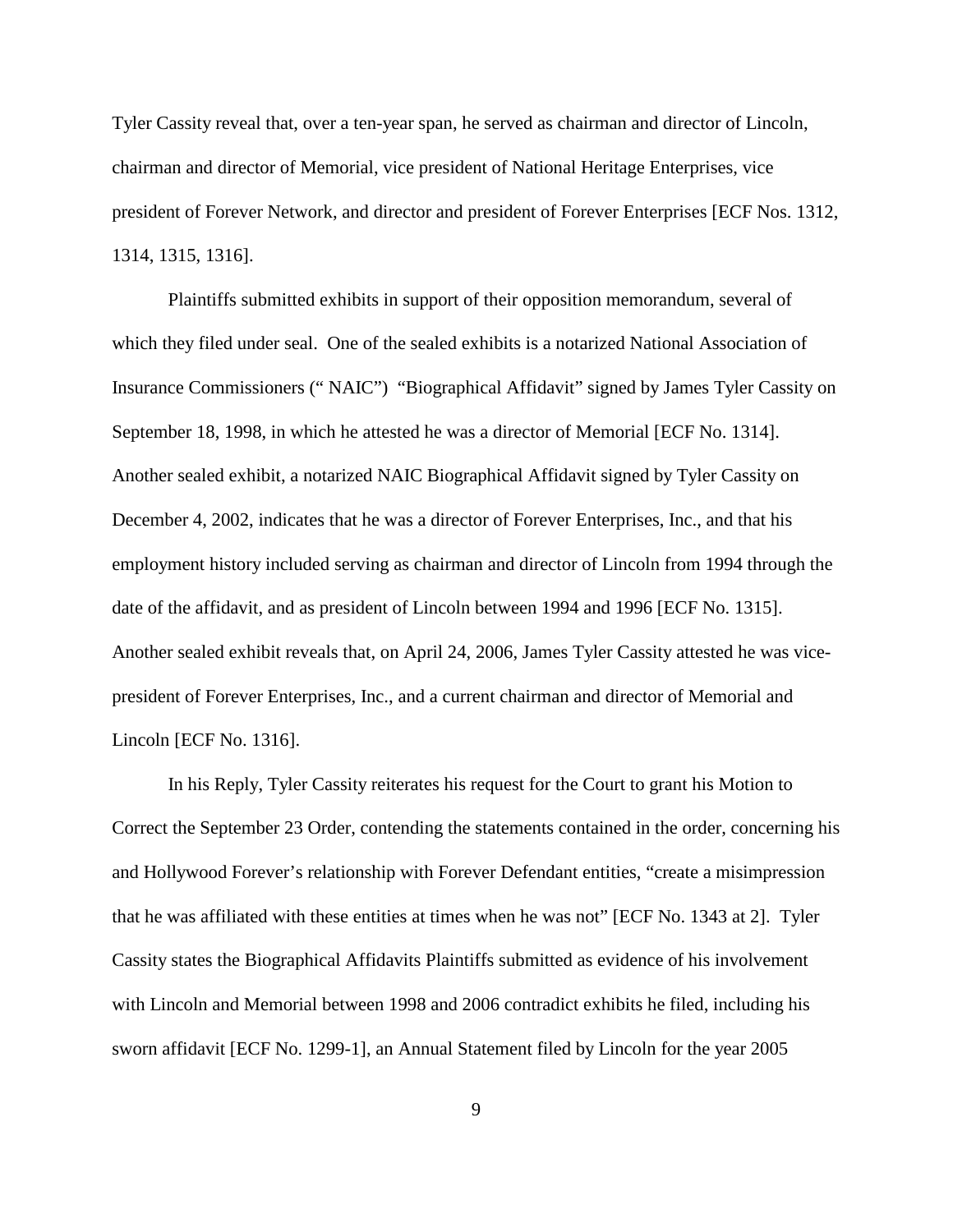Tyler Cassity reveal that, over a ten-year span, he served as chairman and director of Lincoln, chairman and director of Memorial, vice president of National Heritage Enterprises, vice president of Forever Network, and director and president of Forever Enterprises [ECF Nos. 1312, 1314, 1315, 1316].

Plaintiffs submitted exhibits in support of their opposition memorandum, several of which they filed under seal. One of the sealed exhibits is a notarized National Association of Insurance Commissioners (" NAIC") "Biographical Affidavit" signed by James Tyler Cassity on September 18, 1998, in which he attested he was a director of Memorial [ECF No. 1314]. Another sealed exhibit, a notarized NAIC Biographical Affidavit signed by Tyler Cassity on December 4, 2002, indicates that he was a director of Forever Enterprises, Inc., and that his employment history included serving as chairman and director of Lincoln from 1994 through the date of the affidavit, and as president of Lincoln between 1994 and 1996 [ECF No. 1315]. Another sealed exhibit reveals that, on April 24, 2006, James Tyler Cassity attested he was vice-president of Forever Enterprises, Inc., and a current chairman and director of Memorial and Lincoln [ECF No. 1316].

In his Reply, Tyler Cassity reiterates his request for the Court to grant his Motion to Correct the September 23 Order, contending the statements contained in the order, concerning his and Hollywood Forever's relationship with Forever Defendant entities, "create a misimpression that he was affiliated with these entities at times when he was not" [ECF No. 1343 at 2]. Tyler Cassity states the Biographical Affidavits Plaintiffs submitted as evidence of his involvement with Lincoln and Memorial between 1998 and 2006 contradict exhibits he filed, including his sworn affidavit [ECF No. 1299-1], an Annual Statement filed by Lincoln for the year 2005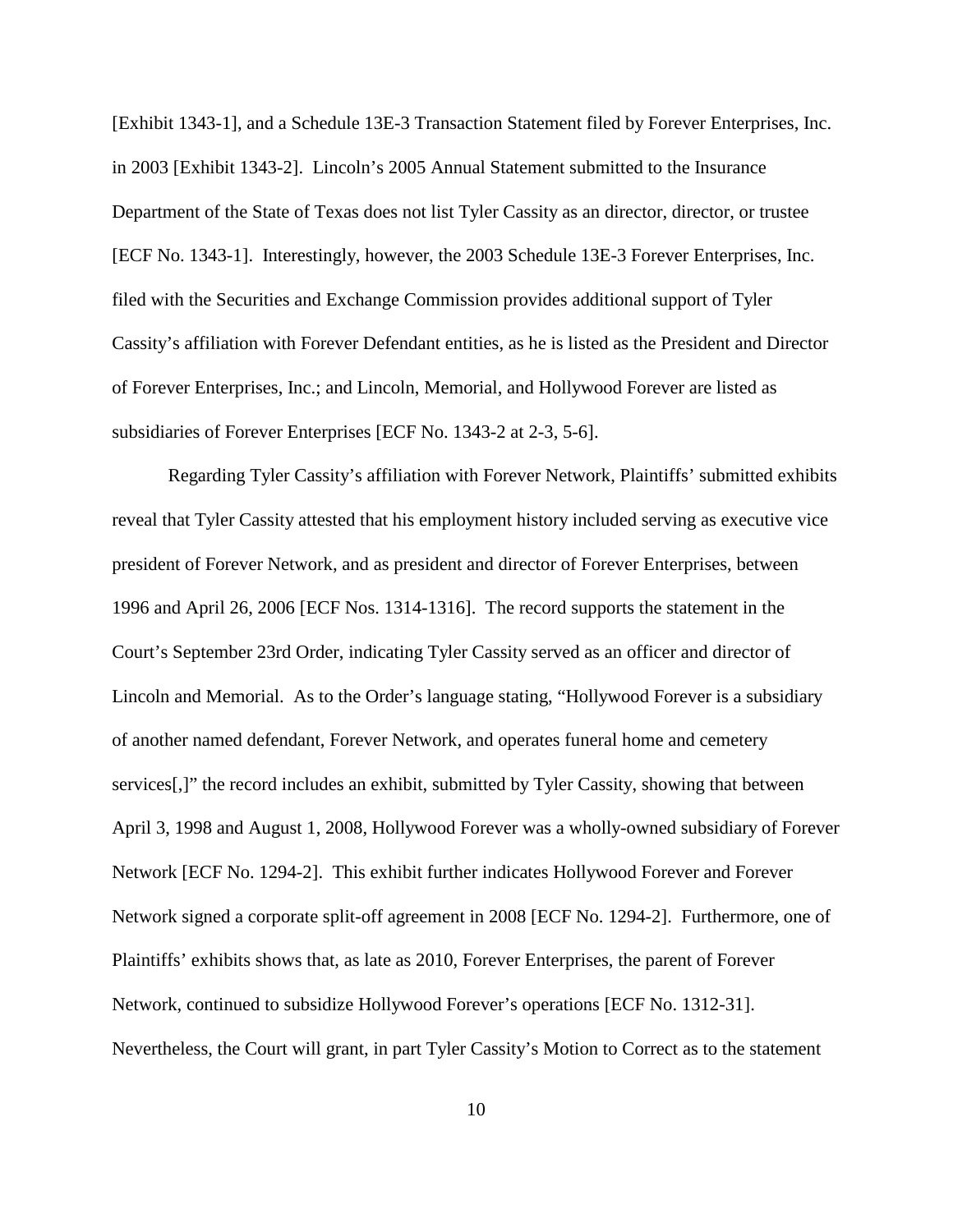[Exhibit 1343-1], and a Schedule 13E-3 Transaction Statement filed by Forever Enterprises, Inc. in 2003 [Exhibit 1343-2]. Lincoln's 2005 Annual Statement submitted to the Insurance Department of the State of Texas does not list Tyler Cassity as an director, director, or trustee [ECF No. 1343-1]. Interestingly, however, the 2003 Schedule 13E-3 Forever Enterprises, Inc. filed with the Securities and Exchange Commission provides additional support of Tyler Cassity's affiliation with Forever Defendant entities, as he is listed as the President and Director of Forever Enterprises, Inc.; and Lincoln, Memorial, and Hollywood Forever are listed as subsidiaries of Forever Enterprises [ECF No. 1343-2 at 2-3, 5-6].

Regarding Tyler Cassity's affiliation with Forever Network, Plaintiffs' submitted exhibits reveal that Tyler Cassity attested that his employment history included serving as executive vice president of Forever Network, and as president and director of Forever Enterprises, between 1996 and April 26, 2006 [ECF Nos. 1314-1316]. The record supports the statement in the Court's September 23rd Order, indicating Tyler Cassity served as an officer and director of Lincoln and Memorial. As to the Order's language stating, "Hollywood Forever is a subsidiary of another named defendant, Forever Network, and operates funeral home and cemetery services[,]" the record includes an exhibit, submitted by Tyler Cassity, showing that between April 3, 1998 and August 1, 2008, Hollywood Forever was a wholly-owned subsidiary of Forever Network [ECF No. 1294-2]. This exhibit further indicates Hollywood Forever and Forever Network signed a corporate split-off agreement in 2008 [ECF No. 1294-2]. Furthermore, one of Plaintiffs' exhibits shows that, as late as 2010, Forever Enterprises, the parent of Forever Network, continued to subsidize Hollywood Forever's operations [ECF No. 1312-31]. Nevertheless, the Court will grant, in part Tyler Cassity's Motion to Correct as to the statement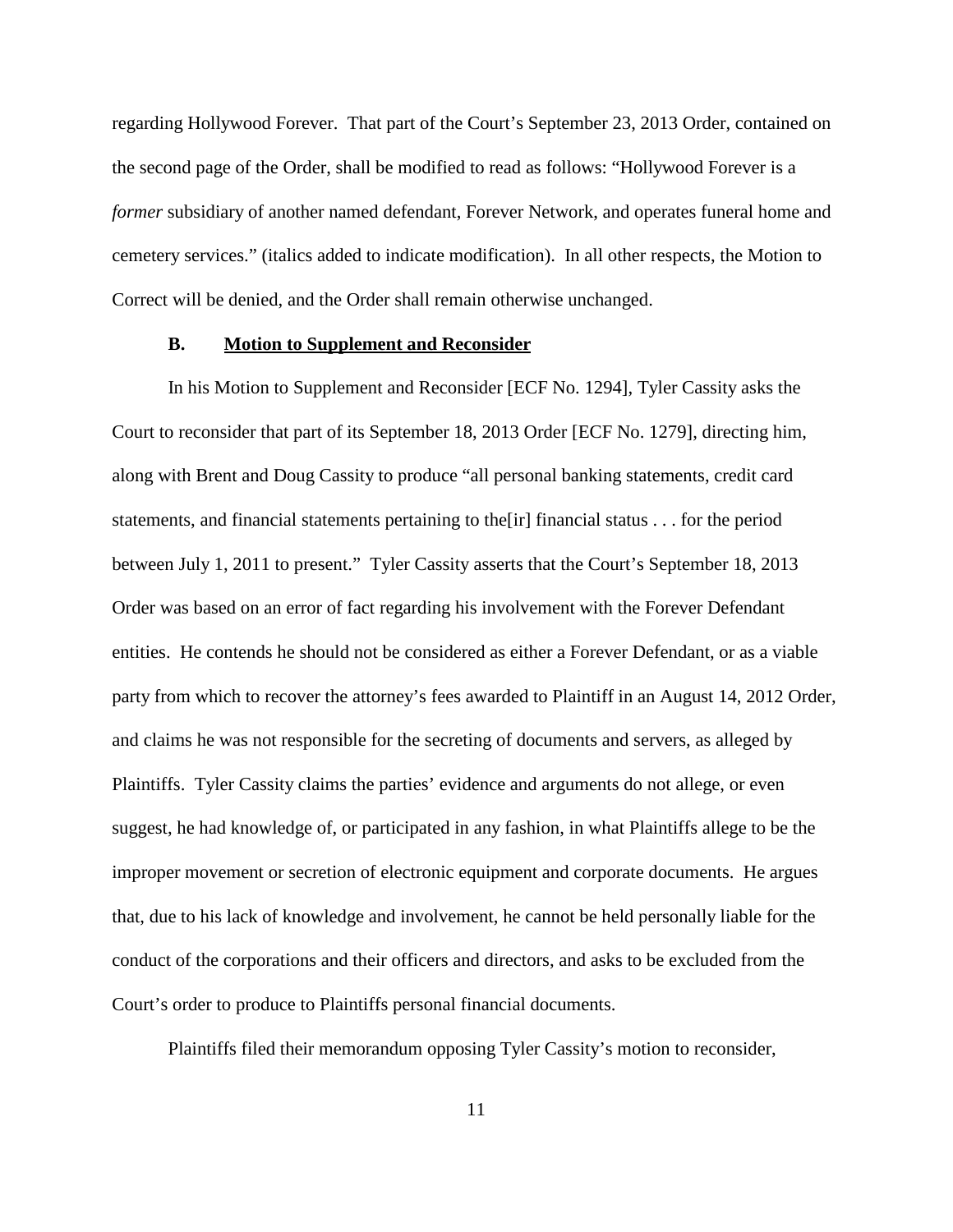regarding Hollywood Forever. That part of the Court's September 23, 2013 Order, contained on the second page of the Order, shall be modified to read as follows: "Hollywood Forever is a *former* subsidiary of another named defendant, Forever Network, and operates funeral home and cemetery services." (italics added to indicate modification). In all other respects, the Motion to Correct will be denied, and the Order shall remain otherwise unchanged.

### B. Motion to Supplement and Reconsider

In his Motion to Supplement and Reconsider [ECF No. 1294], Tyler Cassity asks the Court to reconsider that part of its September 18, 2013 Order [ECF No. 1279], directing him, along with Brent and Doug Cassity to produce "all personal banking statements, credit card statements, and financial statements pertaining to the[ir] financial status . . . for the period between July 1, 2011 to present." Tyler Cassity asserts that the Court's September 18, 2013 Order was based on an error of fact regarding his involvement with the Forever Defendant entities. He contends he should not be considered as either a Forever Defendant, or as a viable party from which to recover the attorney's fees awarded to Plaintiff in an August 14, 2012 Order, and claims he was not responsible for the secreting of documents and servers, as alleged by Plaintiffs. Tyler Cassity claims the parties' evidence and arguments do not allege, or even suggest, he had knowledge of, or participated in any fashion, in what Plaintiffs allege to be the improper movement or secretion of electronic equipment and corporate documents. He argues that, due to his lack of knowledge and involvement, he cannot be held personally liable for the conduct of the corporations and their officers and directors, and asks to be excluded from the Court's order to produce to Plaintiffs personal financial documents.

Plaintiffs filed their memorandum opposing Tyler Cassity's motion to reconsider,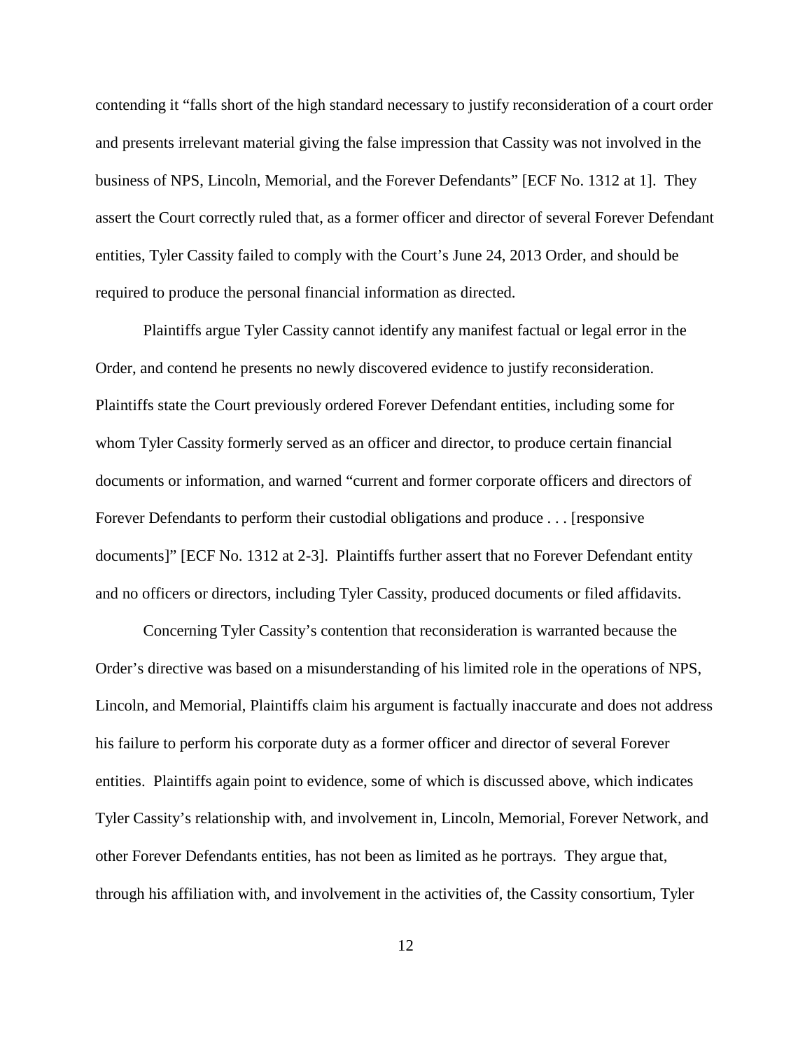contending it "falls short of the high standard necessary to justify reconsideration of a court order and presents irrelevant material giving the false impression that Cassity was not involved in the business of NPS, Lincoln, Memorial, and the Forever Defendants" [ECF No. 1312 at 1]. They assert the Court correctly ruled that, as a former officer and director of several Forever Defendant entities, Tyler Cassity failed to comply with the Court's June 24, 2013 Order, and should be required to produce the personal financial information as directed.

Plaintiffs argue Tyler Cassity cannot identify any manifest factual or legal error in the Order, and contend he presents no newly discovered evidence to justify reconsideration. Plaintiffs state the Court previously ordered Forever Defendant entities, including some for whom Tyler Cassity formerly served as an officer and director, to produce certain financial documents or information, and warned "current and former corporate officers and directors of Forever Defendants to perform their custodial obligations and produce . . . [responsive documents]" [ECF No. 1312 at 2-3]. Plaintiffs further assert that no Forever Defendant entity and no officers or directors, including Tyler Cassity, produced documents or filed affidavits.

Concerning Tyler Cassity's contention that reconsideration is warranted because the Order's directive was based on a misunderstanding of his limited role in the operations of NPS, Lincoln, and Memorial, Plaintiffs claim his argument is factually inaccurate and does not address his failure to perform his corporate duty as a former officer and director of several Forever entities. Plaintiffs again point to evidence, some of which is discussed above, which indicates Tyler Cassity's relationship with, and involvement in, Lincoln, Memorial, Forever Network, and other Forever Defendants entities, has not been as limited as he portrays. They argue that, through his affiliation with, and involvement in the activities of, the Cassity consortium, Tyler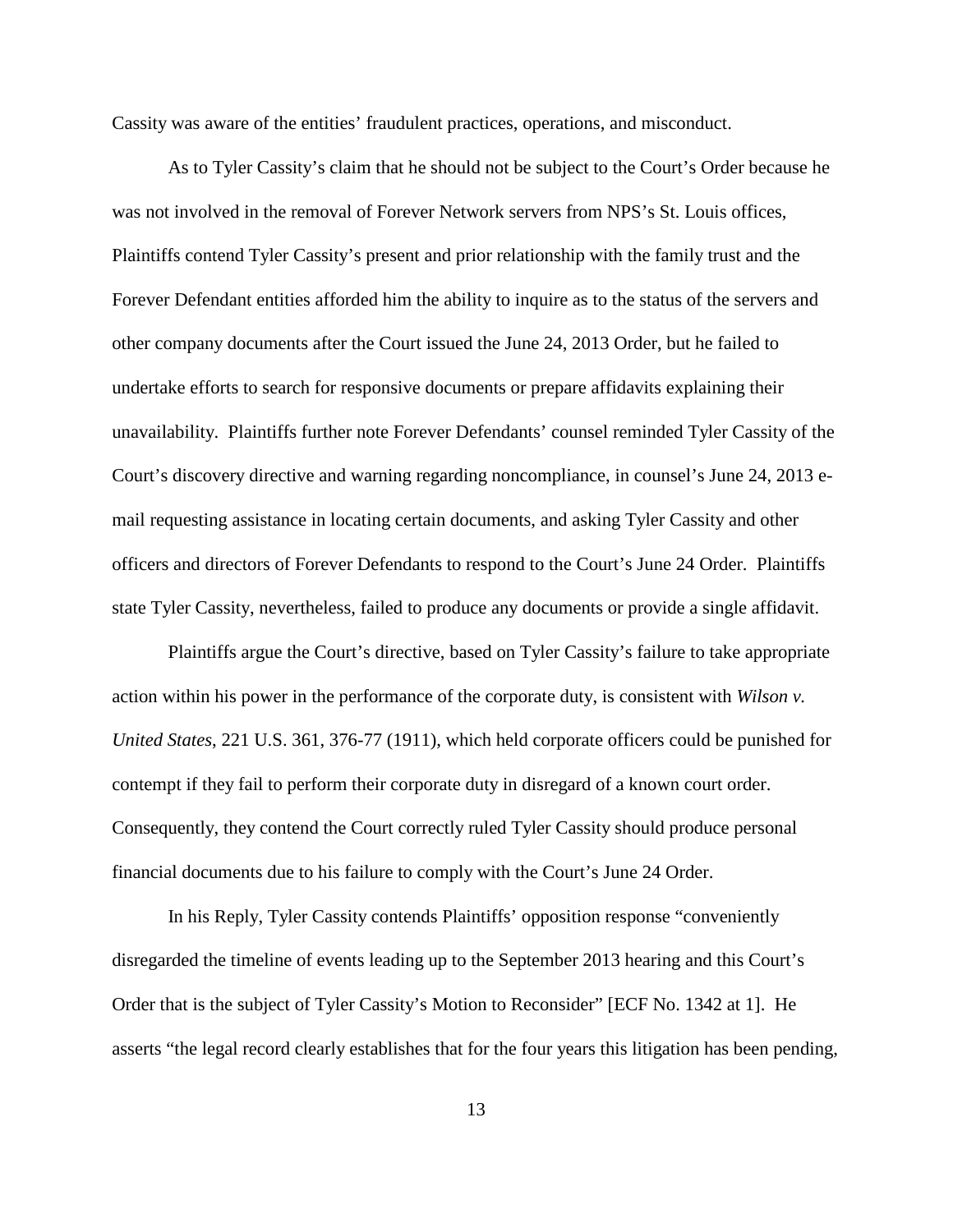Cassity was aware of the entities' fraudulent practices, operations, and misconduct.

As to Tyler Cassity's claim that he should not be subject to the Court's Order because he was not involved in the removal of Forever Network servers from NPS's St. Louis offices, Plaintiffs contend Tyler Cassity's present and prior relationship with the family trust and the Forever Defendant entities afforded him the ability to inquire as to the status of the servers and other company documents after the Court issued the June 24, 2013 Order, but he failed to undertake efforts to search for responsive documents or prepare affidavits explaining their unavailability. Plaintiffs further note Forever Defendants' counsel reminded Tyler Cassity of the Court's discovery directive and warning regarding noncompliance, in counsel's June 24, 2013 e-mail requesting assistance in locating certain documents, and asking Tyler Cassity and other officers and directors of Forever Defendants to respond to the Court's June 24 Order. Plaintiffs state Tyler Cassity, nevertheless, failed to produce any documents or provide a single affidavit.

Plaintiffs argue the Court's directive, based on Tyler Cassity's failure to take appropriate action within his power in the performance of the corporate duty, is consistent with *Wilson v. United States*, 221 U.S. 361, 376-77 (1911), which held corporate officers could be punished for contempt if they fail to perform their corporate duty in disregard of a known court order. Consequently, they contend the Court correctly ruled Tyler Cassity should produce personal financial documents due to his failure to comply with the Court's June 24 Order.

In his Reply, Tyler Cassity contends Plaintiffs' opposition response "conveniently disregarded the timeline of events leading up to the September 2013 hearing and this Court's Order that is the subject of Tyler Cassity's Motion to Reconsider" [ECF No. 1342 at 1]. He asserts "the legal record clearly establishes that for the four years this litigation has been pending,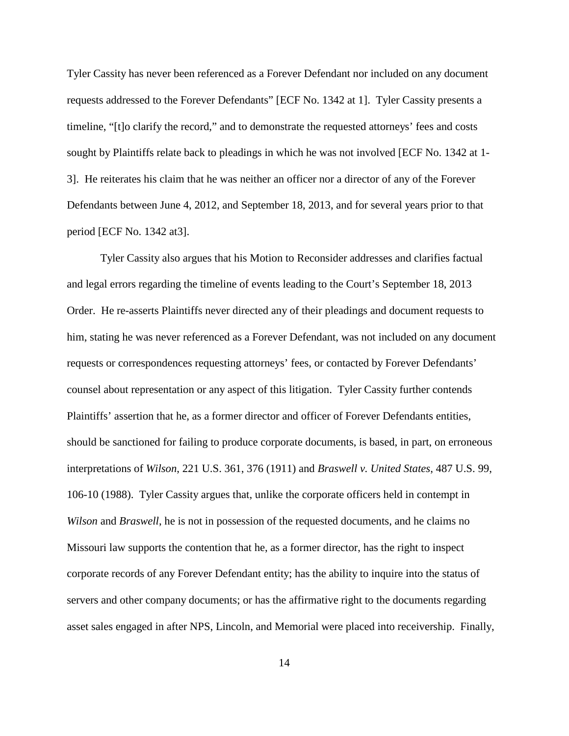Tyler Cassity has never been referenced as a Forever Defendant nor included on any document requests addressed to the Forever Defendants" [ECF No. 1342 at 1]. Tyler Cassity presents a timeline, "[t]o clarify the record," and to demonstrate the requested attorneys' fees and costs sought by Plaintiffs relate back to pleadings in which he was not involved [ECF No. 1342 at 1-3]. He reiterates his claim that he was neither an officer nor a director of any of the Forever Defendants between June 4, 2012, and September 18, 2013, and for several years prior to that period [ECF No. 1342 at3].

Tyler Cassity also argues that his Motion to Reconsider addresses and clarifies factual and legal errors regarding the timeline of events leading to the Court's September 18, 2013 Order. He re-asserts Plaintiffs never directed any of their pleadings and document requests to him, stating he was never referenced as a Forever Defendant, was not included on any document requests or correspondences requesting attorneys' fees, or contacted by Forever Defendants' counsel about representation or any aspect of this litigation. Tyler Cassity further contends Plaintiffs' assertion that he, as a former director and officer of Forever Defendants entities, should be sanctioned for failing to produce corporate documents, is based, in part, on erroneous interpretations of *Wilson*, 221 U.S. 361, 376 (1911) and *Braswell v. United States*, 487 U.S. 99, 106-10 (1988). Tyler Cassity argues that, unlike the corporate officers held in contempt in *Wilson* and *Braswell*, he is not in possession of the requested documents, and he claims no Missouri law supports the contention that he, as a former director, has the right to inspect corporate records of any Forever Defendant entity; has the ability to inquire into the status of servers and other company documents; or has the affirmative right to the documents regarding asset sales engaged in after NPS, Lincoln, and Memorial were placed into receivership. Finally,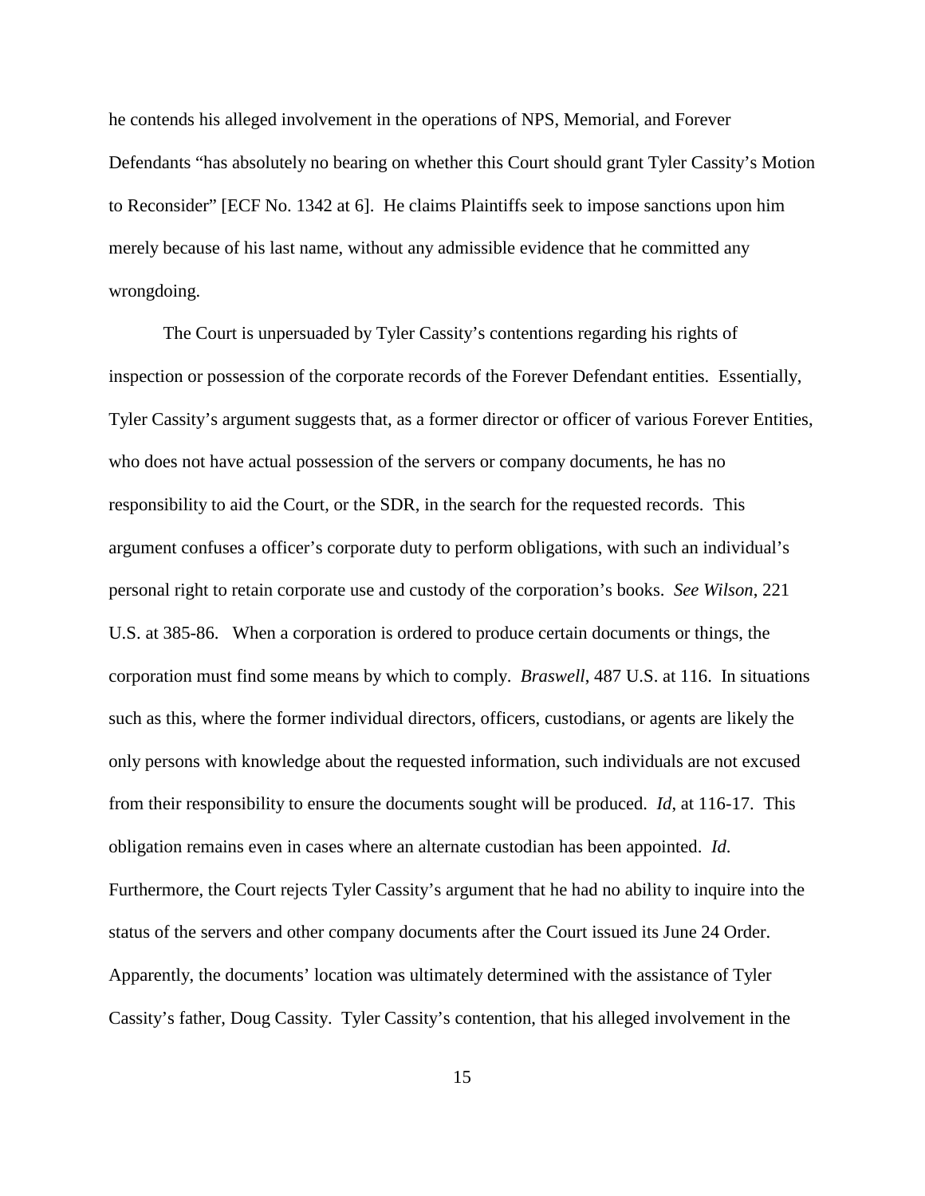he contends his alleged involvement in the operations of NPS, Memorial, and Forever Defendants "has absolutely no bearing on whether this Court should grant Tyler Cassity's Motion to Reconsider" [ECF No. 1342 at 6]. He claims Plaintiffs seek to impose sanctions upon him merely because of his last name, without any admissible evidence that he committed any wrongdoing.

The Court is unpersuaded by Tyler Cassity's contentions regarding his rights of inspection or possession of the corporate records of the Forever Defendant entities. Essentially, Tyler Cassity's argument suggests that, as a former director or officer of various Forever Entities, who does not have actual possession of the servers or company documents, he has no responsibility to aid the Court, or the SDR, in the search for the requested records. This argument confuses a officer's corporate duty to perform obligations, with such an individual's personal right to retain corporate use and custody of the corporation's books. *See Wilson*, 221 U.S. at 385-86. When a corporation is ordered to produce certain documents or things, the corporation must find some means by which to comply. *Braswell*, 487 U.S. at 116. In situations such as this, where the former individual directors, officers, custodians, or agents are likely the only persons with knowledge about the requested information, such individuals are not excused from their responsibility to ensure the documents sought will be produced. *Id*, at 116-17. This obligation remains even in cases where an alternate custodian has been appointed. *Id*. Furthermore, the Court rejects Tyler Cassity's argument that he had no ability to inquire into the status of the servers and other company documents after the Court issued its June 24 Order. Apparently, the documents' location was ultimately determined with the assistance of Tyler Cassity's father, Doug Cassity. Tyler Cassity's contention, that his alleged involvement in the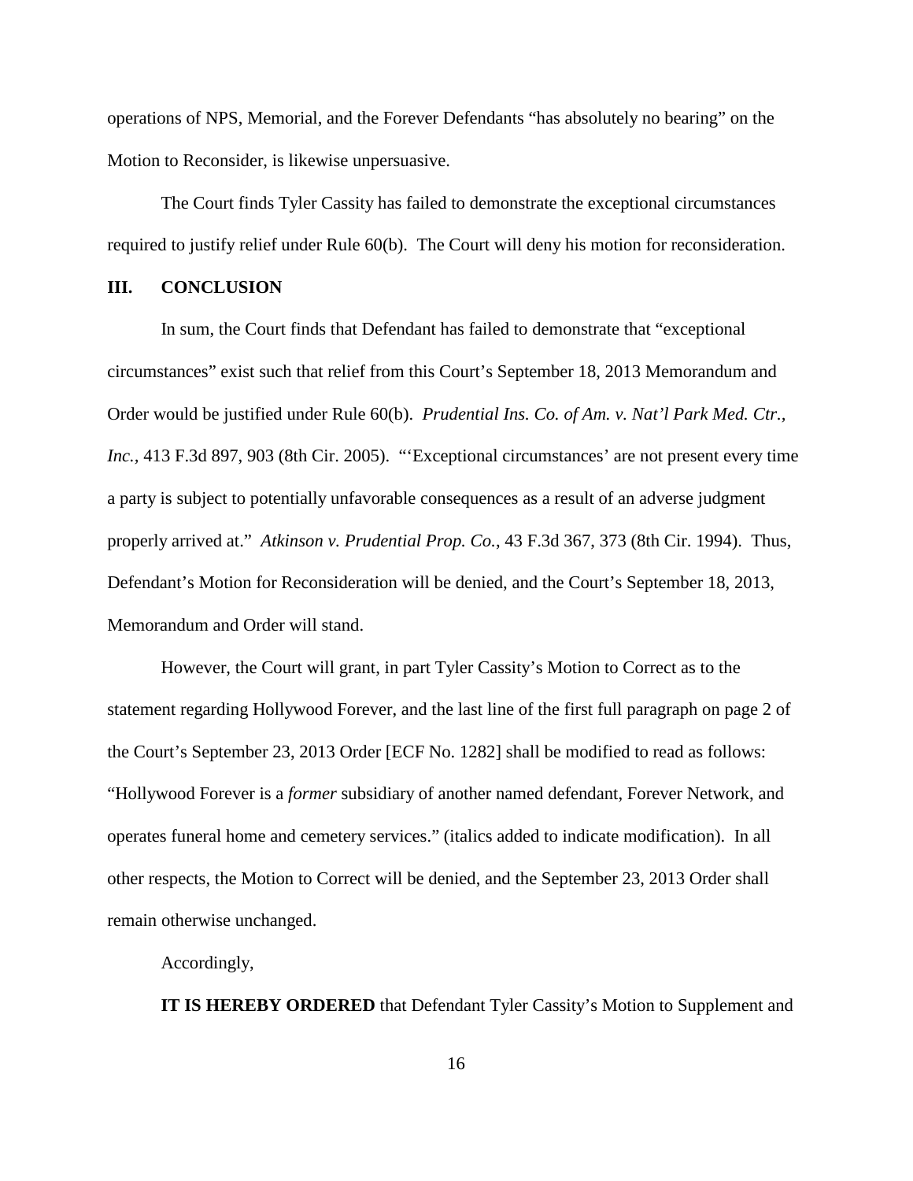operations of NPS, Memorial, and the Forever Defendants "has absolutely no bearing" on the Motion to Reconsider, is likewise unpersuasive.

The Court finds Tyler Cassity has failed to demonstrate the exceptional circumstances required to justify relief under Rule 60(b). The Court will deny his motion for reconsideration.

## III. CONCLUSION

In sum, the Court finds that Defendant has failed to demonstrate that "exceptional circumstances" exist such that relief from this Court's September 18, 2013 Memorandum and Order would be justified under Rule 60(b). *Prudential Ins. Co. of Am. v. Nat'l Park Med. Ctr., Inc.*, 413 F.3d 897, 903 (8th Cir. 2005). "'Exceptional circumstances' are not present every time a party is subject to potentially unfavorable consequences as a result of an adverse judgment properly arrived at." *Atkinson v. Prudential Prop. Co.*, 43 F.3d 367, 373 (8th Cir. 1994). Thus, Defendant's Motion for Reconsideration will be denied, and the Court's September 18, 2013, Memorandum and Order will stand.

However, the Court will grant, in part Tyler Cassity's Motion to Correct as to the statement regarding Hollywood Forever, and the last line of the first full paragraph on page 2 of the Court's September 23, 2013 Order [ECF No. 1282] shall be modified to read as follows: "Hollywood Forever is a *former* subsidiary of another named defendant, Forever Network, and operates funeral home and cemetery services." (italics added to indicate modification). In all other respects, the Motion to Correct will be denied, and the September 23, 2013 Order shall remain otherwise unchanged.

Accordingly,

**IT IS HEREBY ORDERED** that Defendant Tyler Cassity's Motion to Supplement and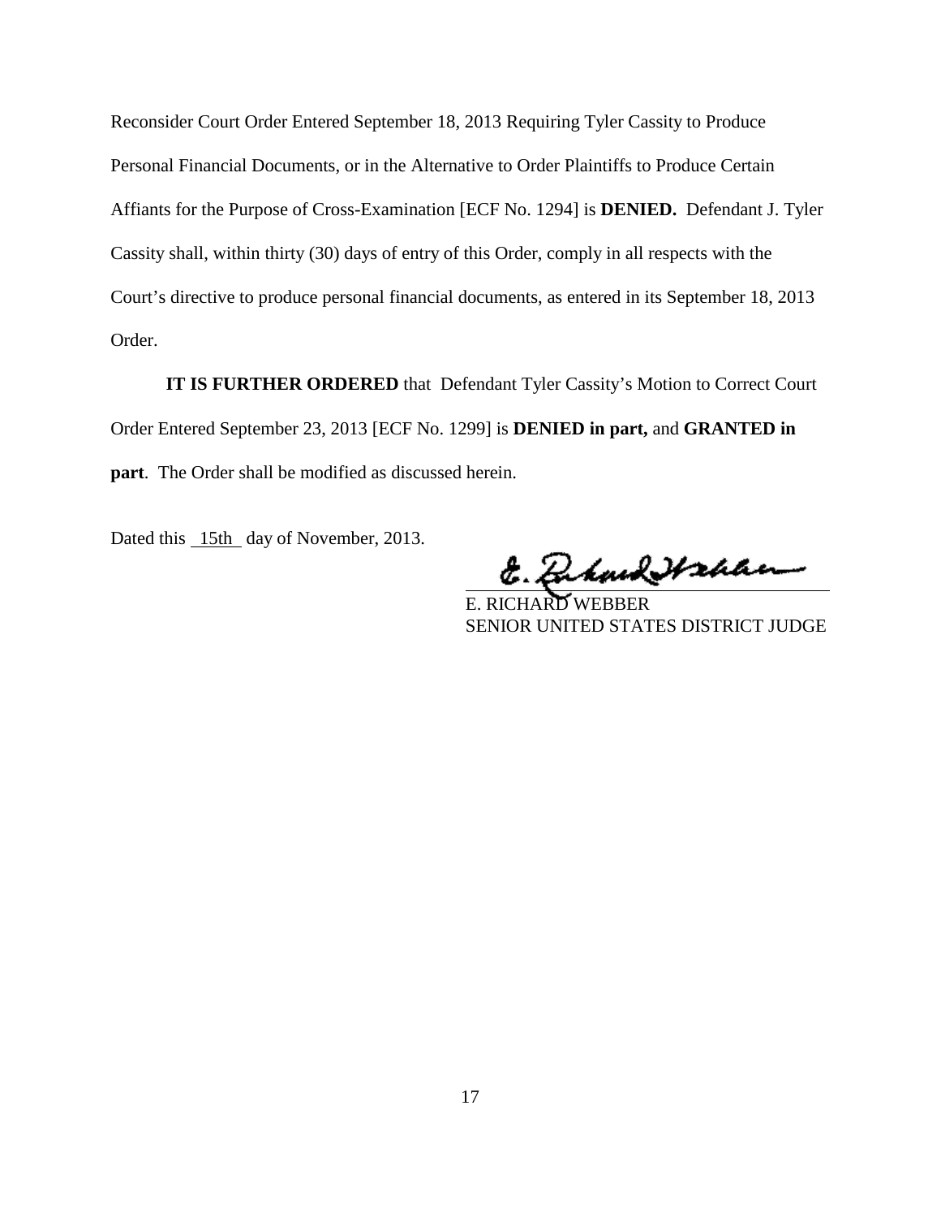Reconsider Court Order Entered September 18, 2013 Requiring Tyler Cassity to Produce Personal Financial Documents, or in the Alternative to Order Plaintiffs to Produce Certain Affiants for the Purpose of Cross-Examination [ECF No. 1294] is **DENIED.** Defendant J. Tyler Cassity shall, within thirty (30) days of entry of this Order, comply in all respects with the Court's directive to produce personal financial documents, as entered in its September 18, 2013 Order.

**IT IS FURTHER ORDERED** that Defendant Tyler Cassity's Motion to Correct Court Order Entered September 23, 2013 [ECF No. 1299] is **DENIED in part,** and **GRANTED in part**. The Order shall be modified as discussed herein.

Dated this 15th day of November, 2013.

E. RICHARD WEBBER
SENIOR UNITED STATES DISTRICT JUDGE